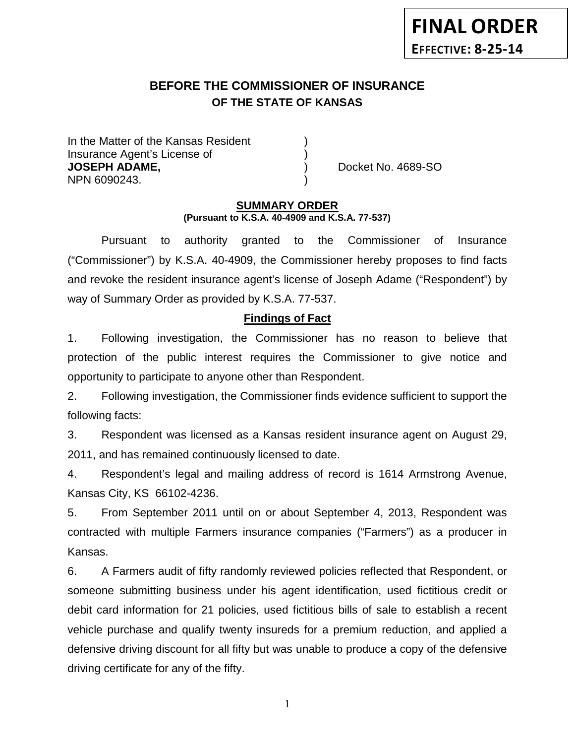**FINAL ORDER**
**EFFECTIVE: 8-25-14**

## BEFORE THE COMMISSIONER OF INSURANCE
### OF THE STATE OF KANSAS

| | | |
|---|---|---|
| In the Matter of the Kansas Resident | ) | |
| Insurance Agent's License of | ) | |
| **JOSEPH ADAME,** | ) | Docket No. 4689-SO |
| NPN 6090243. | ) | |

### SUMMARY ORDER
**(Pursuant to K.S.A. 40-4909 and K.S.A. 77-537)**

Pursuant to authority granted to the Commissioner of Insurance ("Commissioner") by K.S.A. 40-4909, the Commissioner hereby proposes to find facts and revoke the resident insurance agent's license of Joseph Adame ("Respondent") by way of Summary Order as provided by K.S.A. 77-537.

### Findings of Fact

1. Following investigation, the Commissioner has no reason to believe that protection of the public interest requires the Commissioner to give notice and opportunity to participate to anyone other than Respondent.

2. Following investigation, the Commissioner finds evidence sufficient to support the following facts:

3. Respondent was licensed as a Kansas resident insurance agent on August 29, 2011, and has remained continuously licensed to date.

4. Respondent's legal and mailing address of record is 1614 Armstrong Avenue, Kansas City, KS 66102-4236.

5. From September 2011 until on or about September 4, 2013, Respondent was contracted with multiple Farmers insurance companies ("Farmers") as a producer in Kansas.

6. A Farmers audit of fifty randomly reviewed policies reflected that Respondent, or someone submitting business under his agent identification, used fictitious credit or debit card information for 21 policies, used fictitious bills of sale to establish a recent vehicle purchase and qualify twenty insureds for a premium reduction, and applied a defensive driving discount for all fifty but was unable to produce a copy of the defensive driving certificate for any of the fifty.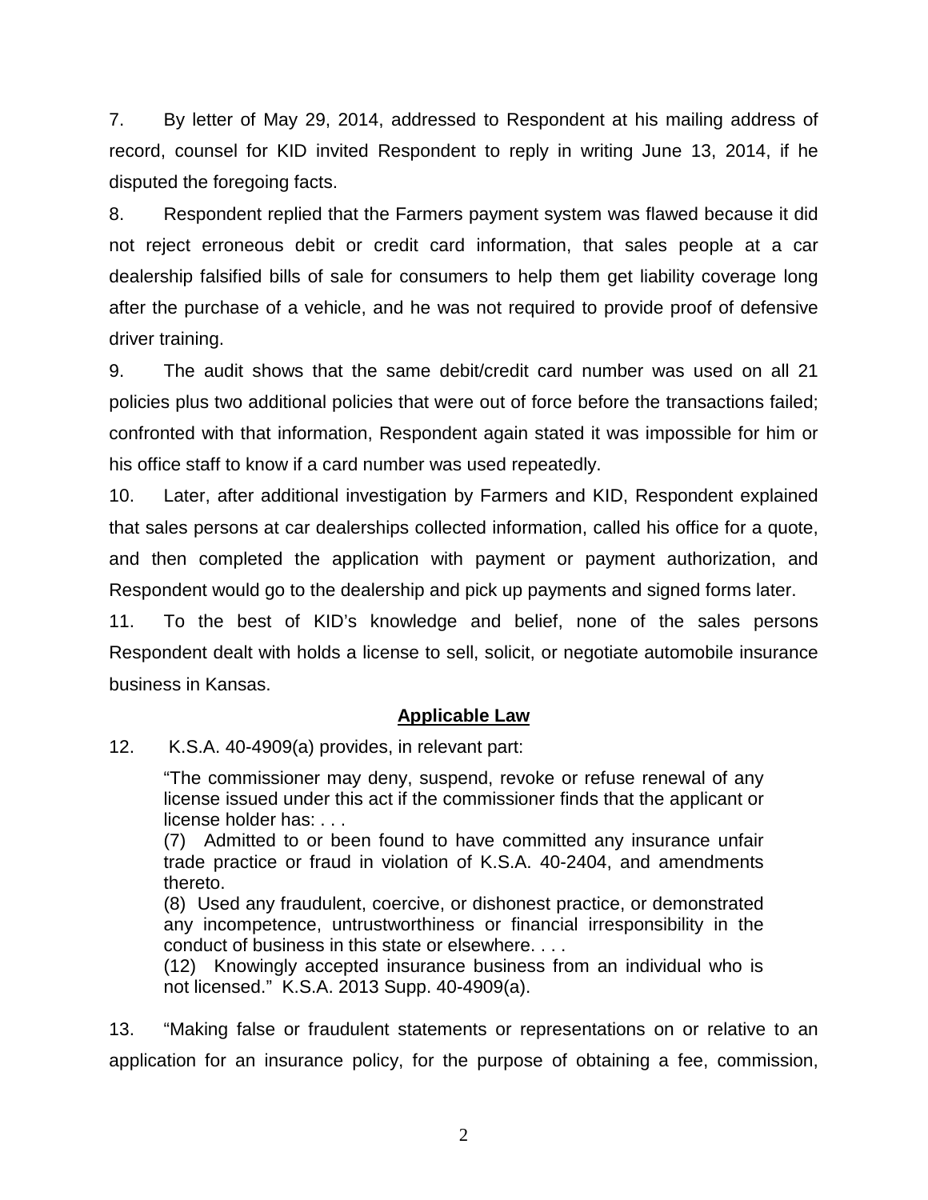7. By letter of May 29, 2014, addressed to Respondent at his mailing address of record, counsel for KID invited Respondent to reply in writing June 13, 2014, if he disputed the foregoing facts.

8. Respondent replied that the Farmers payment system was flawed because it did not reject erroneous debit or credit card information, that sales people at a car dealership falsified bills of sale for consumers to help them get liability coverage long after the purchase of a vehicle, and he was not required to provide proof of defensive driver training.

9. The audit shows that the same debit/credit card number was used on all 21 policies plus two additional policies that were out of force before the transactions failed; confronted with that information, Respondent again stated it was impossible for him or his office staff to know if a card number was used repeatedly.

10. Later, after additional investigation by Farmers and KID, Respondent explained that sales persons at car dealerships collected information, called his office for a quote, and then completed the application with payment or payment authorization, and Respondent would go to the dealership and pick up payments and signed forms later.

11. To the best of KID's knowledge and belief, none of the sales persons Respondent dealt with holds a license to sell, solicit, or negotiate automobile insurance business in Kansas.

## Applicable Law

12. K.S.A. 40-4909(a) provides, in relevant part:

> "The commissioner may deny, suspend, revoke or refuse renewal of any license issued under this act if the commissioner finds that the applicant or license holder has: . . .
>
> (7) Admitted to or been found to have committed any insurance unfair trade practice or fraud in violation of K.S.A. 40-2404, and amendments thereto.
>
> (8) Used any fraudulent, coercive, or dishonest practice, or demonstrated any incompetence, untrustworthiness or financial irresponsibility in the conduct of business in this state or elsewhere. . . .
>
> (12) Knowingly accepted insurance business from an individual who is not licensed." K.S.A. 2013 Supp. 40-4909(a).

13. "Making false or fraudulent statements or representations on or relative to an application for an insurance policy, for the purpose of obtaining a fee, commission,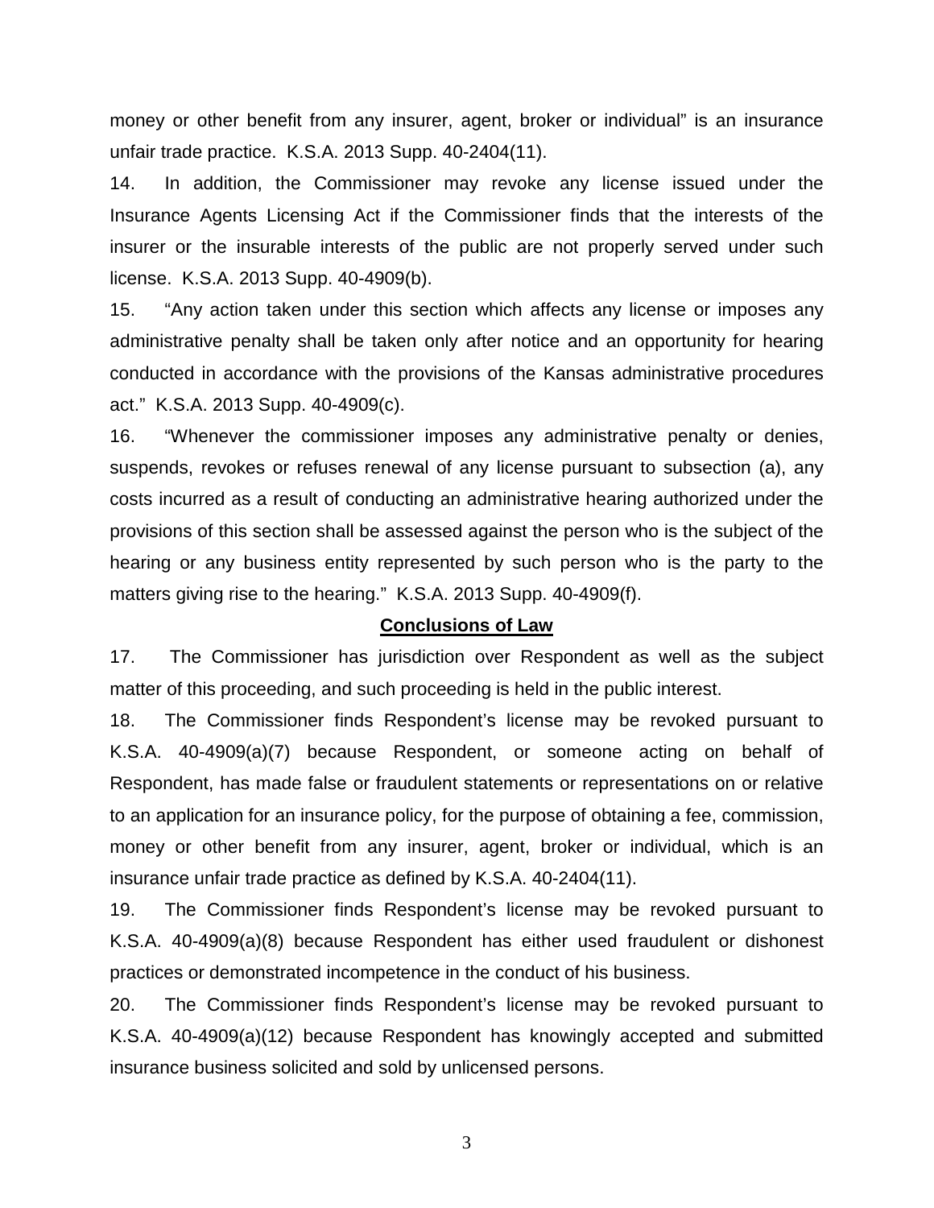money or other benefit from any insurer, agent, broker or individual" is an insurance unfair trade practice. K.S.A. 2013 Supp. 40-2404(11).

14. In addition, the Commissioner may revoke any license issued under the Insurance Agents Licensing Act if the Commissioner finds that the interests of the insurer or the insurable interests of the public are not properly served under such license. K.S.A. 2013 Supp. 40-4909(b).

15. "Any action taken under this section which affects any license or imposes any administrative penalty shall be taken only after notice and an opportunity for hearing conducted in accordance with the provisions of the Kansas administrative procedures act." K.S.A. 2013 Supp. 40-4909(c).

16. "Whenever the commissioner imposes any administrative penalty or denies, suspends, revokes or refuses renewal of any license pursuant to subsection (a), any costs incurred as a result of conducting an administrative hearing authorized under the provisions of this section shall be assessed against the person who is the subject of the hearing or any business entity represented by such person who is the party to the matters giving rise to the hearing." K.S.A. 2013 Supp. 40-4909(f).

## Conclusions of Law

17. The Commissioner has jurisdiction over Respondent as well as the subject matter of this proceeding, and such proceeding is held in the public interest.

18. The Commissioner finds Respondent's license may be revoked pursuant to K.S.A. 40-4909(a)(7) because Respondent, or someone acting on behalf of Respondent, has made false or fraudulent statements or representations on or relative to an application for an insurance policy, for the purpose of obtaining a fee, commission, money or other benefit from any insurer, agent, broker or individual, which is an insurance unfair trade practice as defined by K.S.A. 40-2404(11).

19. The Commissioner finds Respondent's license may be revoked pursuant to K.S.A. 40-4909(a)(8) because Respondent has either used fraudulent or dishonest practices or demonstrated incompetence in the conduct of his business.

20. The Commissioner finds Respondent's license may be revoked pursuant to K.S.A. 40-4909(a)(12) because Respondent has knowingly accepted and submitted insurance business solicited and sold by unlicensed persons.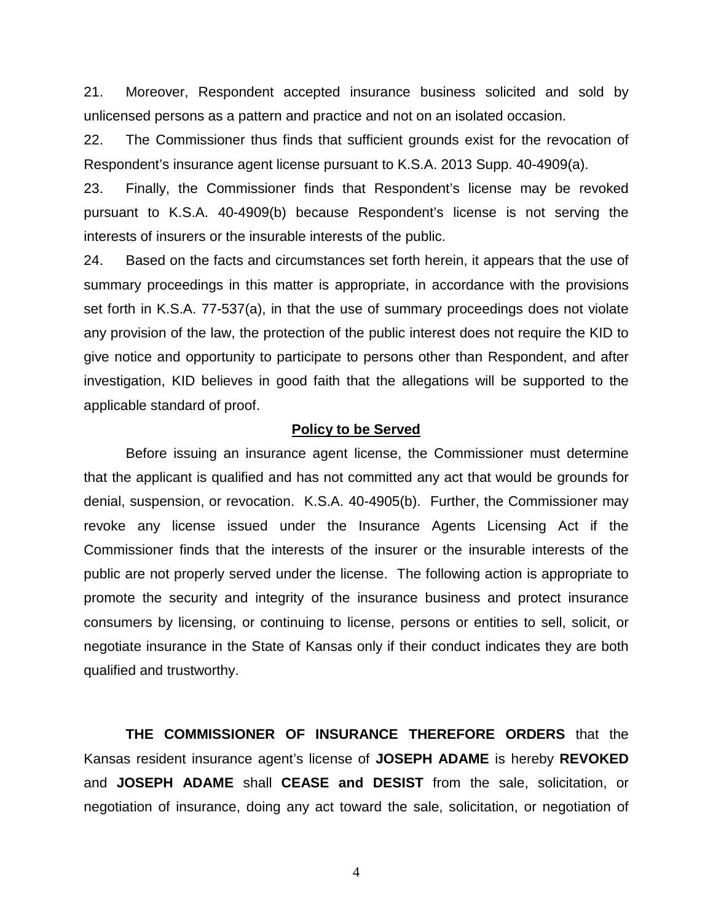21. Moreover, Respondent accepted insurance business solicited and sold by unlicensed persons as a pattern and practice and not on an isolated occasion.

22. The Commissioner thus finds that sufficient grounds exist for the revocation of Respondent's insurance agent license pursuant to K.S.A. 2013 Supp. 40-4909(a).

23. Finally, the Commissioner finds that Respondent's license may be revoked pursuant to K.S.A. 40-4909(b) because Respondent's license is not serving the interests of insurers or the insurable interests of the public.

24. Based on the facts and circumstances set forth herein, it appears that the use of summary proceedings in this matter is appropriate, in accordance with the provisions set forth in K.S.A. 77-537(a), in that the use of summary proceedings does not violate any provision of the law, the protection of the public interest does not require the KID to give notice and opportunity to participate to persons other than Respondent, and after investigation, KID believes in good faith that the allegations will be supported to the applicable standard of proof.

## Policy to be Served

Before issuing an insurance agent license, the Commissioner must determine that the applicant is qualified and has not committed any act that would be grounds for denial, suspension, or revocation. K.S.A. 40-4905(b). Further, the Commissioner may revoke any license issued under the Insurance Agents Licensing Act if the Commissioner finds that the interests of the insurer or the insurable interests of the public are not properly served under the license. The following action is appropriate to promote the security and integrity of the insurance business and protect insurance consumers by licensing, or continuing to license, persons or entities to sell, solicit, or negotiate insurance in the State of Kansas only if their conduct indicates they are both qualified and trustworthy.

**THE COMMISSIONER OF INSURANCE THEREFORE ORDERS** that the Kansas resident insurance agent's license of **JOSEPH ADAME** is hereby **REVOKED** and **JOSEPH ADAME** shall **CEASE and DESIST** from the sale, solicitation, or negotiation of insurance, doing any act toward the sale, solicitation, or negotiation of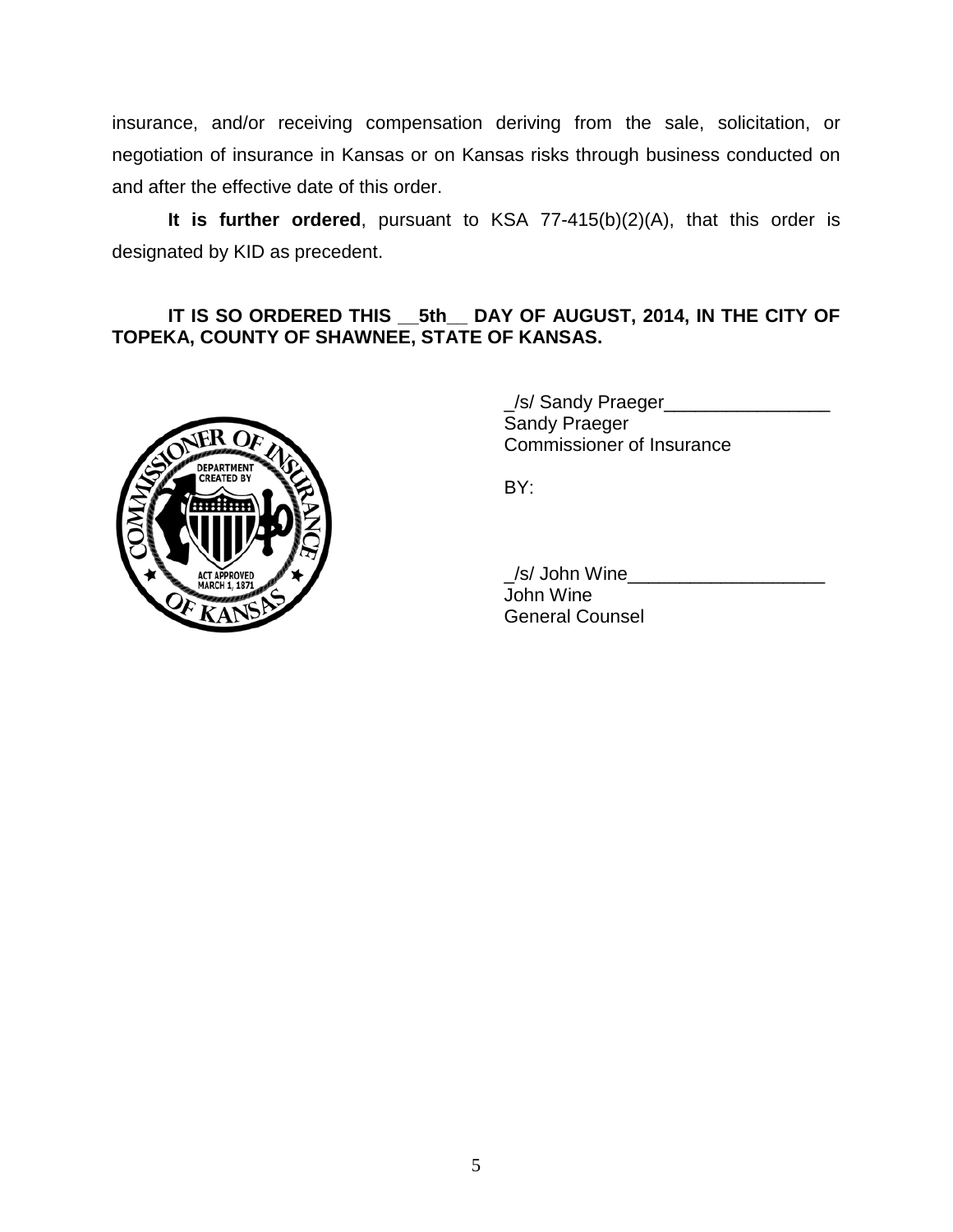insurance, and/or receiving compensation deriving from the sale, solicitation, or negotiation of insurance in Kansas or on Kansas risks through business conducted on and after the effective date of this order.

**It is further ordered**, pursuant to KSA 77-415(b)(2)(A), that this order is designated by KID as precedent.

**IT IS SO ORDERED THIS __5th__ DAY OF AUGUST, 2014, IN THE CITY OF TOPEKA, COUNTY OF SHAWNEE, STATE OF KANSAS.**

_/s/ Sandy Praeger________________
Sandy Praeger
Commissioner of Insurance

BY:

_/s/ John Wine___________________
John Wine
General Counsel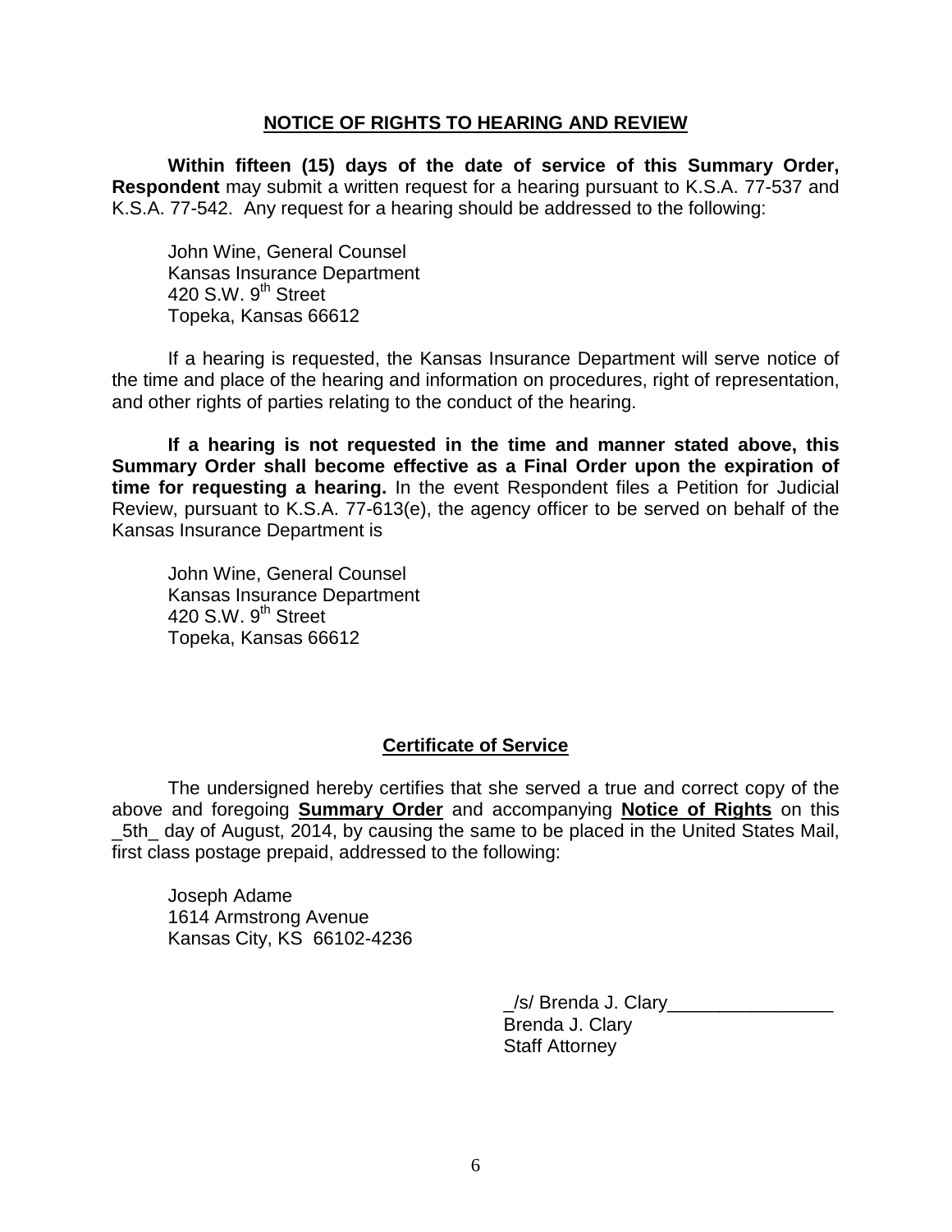## NOTICE OF RIGHTS TO HEARING AND REVIEW

**Within fifteen (15) days of the date of service of this Summary Order, Respondent** may submit a written request for a hearing pursuant to K.S.A. 77-537 and K.S.A. 77-542. Any request for a hearing should be addressed to the following:

John Wine, General Counsel
Kansas Insurance Department
420 S.W. 9th Street
Topeka, Kansas 66612

If a hearing is requested, the Kansas Insurance Department will serve notice of the time and place of the hearing and information on procedures, right of representation, and other rights of parties relating to the conduct of the hearing.

**If a hearing is not requested in the time and manner stated above, this Summary Order shall become effective as a Final Order upon the expiration of time for requesting a hearing.** In the event Respondent files a Petition for Judicial Review, pursuant to K.S.A. 77-613(e), the agency officer to be served on behalf of the Kansas Insurance Department is

John Wine, General Counsel
Kansas Insurance Department
420 S.W. 9th Street
Topeka, Kansas 66612

## Certificate of Service

The undersigned hereby certifies that she served a true and correct copy of the above and foregoing **Summary Order** and accompanying **Notice of Rights** on this _5th_ day of August, 2014, by causing the same to be placed in the United States Mail, first class postage prepaid, addressed to the following:

Joseph Adame
1614 Armstrong Avenue
Kansas City, KS 66102-4236

_/s/ Brenda J. Clary________________
Brenda J. Clary
Staff Attorney